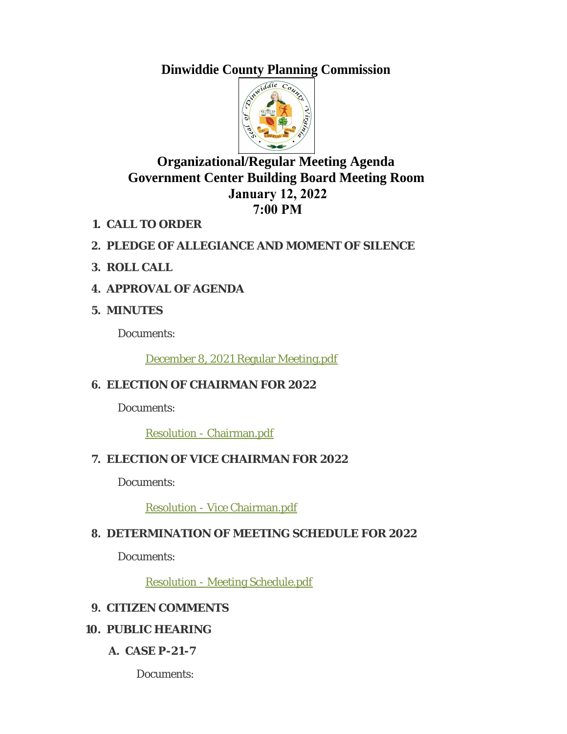# Dinwiddie County Planning Commission

## Organizational/Regular Meeting Agenda
## Government Center Building Board Meeting Room
## January 12, 2022
## 7:00 PM

1. **CALL TO ORDER**
2. **PLEDGE OF ALLEGIANCE AND MOMENT OF SILENCE**
3. **ROLL CALL**
4. **APPROVAL OF AGENDA**
5. **MINUTES**

   Documents:

   December 8, 2021 Regular Meeting.pdf

6. **ELECTION OF CHAIRMAN FOR 2022**

   Documents:

   Resolution - Chairman.pdf

7. **ELECTION OF VICE CHAIRMAN FOR 2022**

   Documents:

   Resolution - Vice Chairman.pdf

8. **DETERMINATION OF MEETING SCHEDULE FOR 2022**

   Documents:

   Resolution - Meeting Schedule.pdf

9. **CITIZEN COMMENTS**
10. **PUBLIC HEARING**

    A. **CASE P-21-7**

       Documents: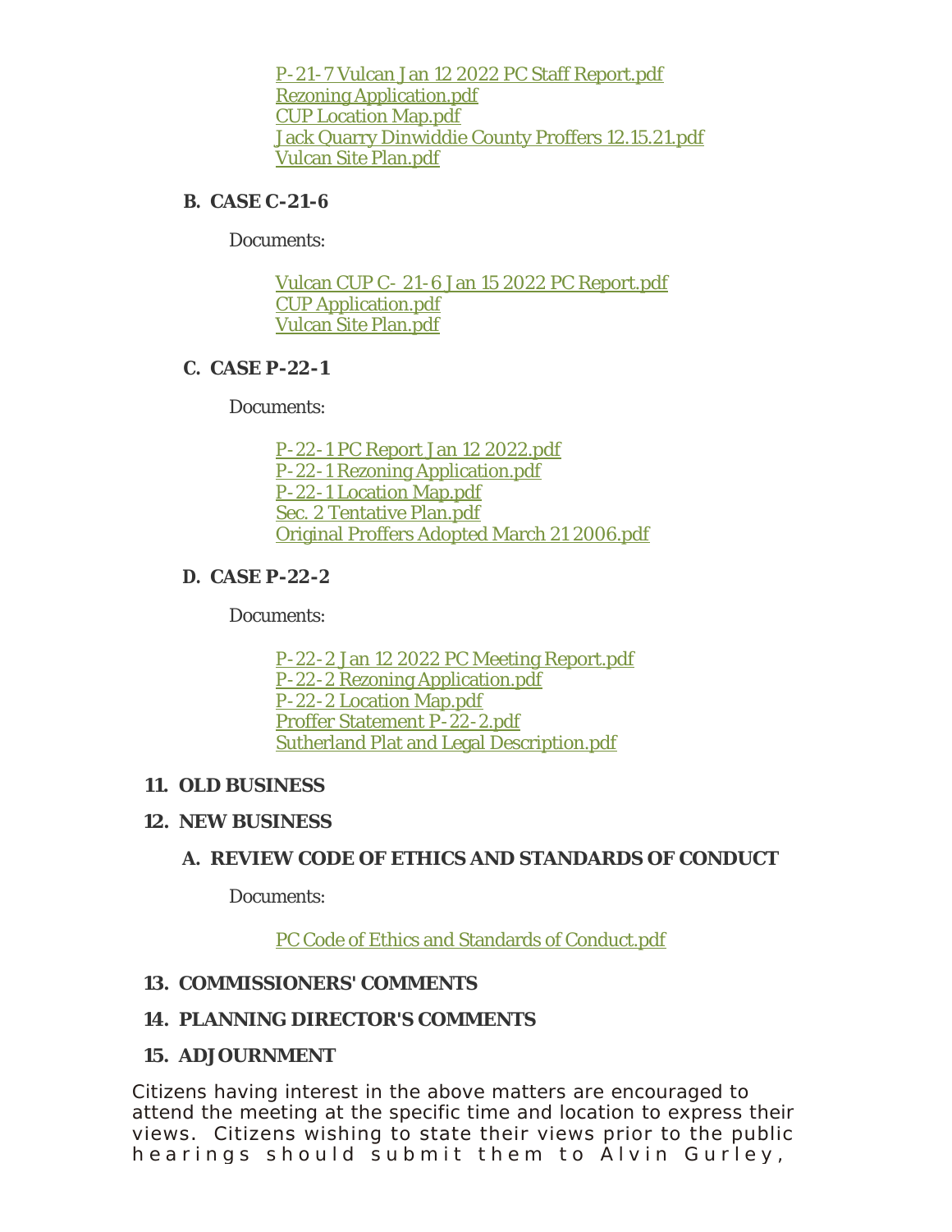P-21-7 Vulcan Jan 12 2022 PC Staff Report.pdf
Rezoning Application.pdf
CUP Location Map.pdf
Jack Quarry Dinwiddie County Proffers 12.15.21.pdf
Vulcan Site Plan.pdf

**B. CASE C-21-6**

Documents:

Vulcan CUP C- 21-6 Jan 15 2022 PC Report.pdf
CUP Application.pdf
Vulcan Site Plan.pdf

**C. CASE P-22-1**

Documents:

P-22-1 PC Report Jan 12 2022.pdf
P-22-1 Rezoning Application.pdf
P-22-1 Location Map.pdf
Sec. 2 Tentative Plan.pdf
Original Proffers Adopted March 21 2006.pdf

**D. CASE P-22-2**

Documents:

P-22-2 Jan 12 2022 PC Meeting Report.pdf
P-22-2 Rezoning Application.pdf
P-22-2 Location Map.pdf
Proffer Statement P-22-2.pdf
Sutherland Plat and Legal Description.pdf

**11. OLD BUSINESS**

**12. NEW BUSINESS**

**A. REVIEW CODE OF ETHICS AND STANDARDS OF CONDUCT**

Documents:

PC Code of Ethics and Standards of Conduct.pdf

**13. COMMISSIONERS' COMMENTS**

**14. PLANNING DIRECTOR'S COMMENTS**

**15. ADJOURNMENT**

Citizens having interest in the above matters are encouraged to attend the meeting at the specific time and location to express their views. Citizens wishing to state their views prior to the public hearings should submit them to Alvin Gurley,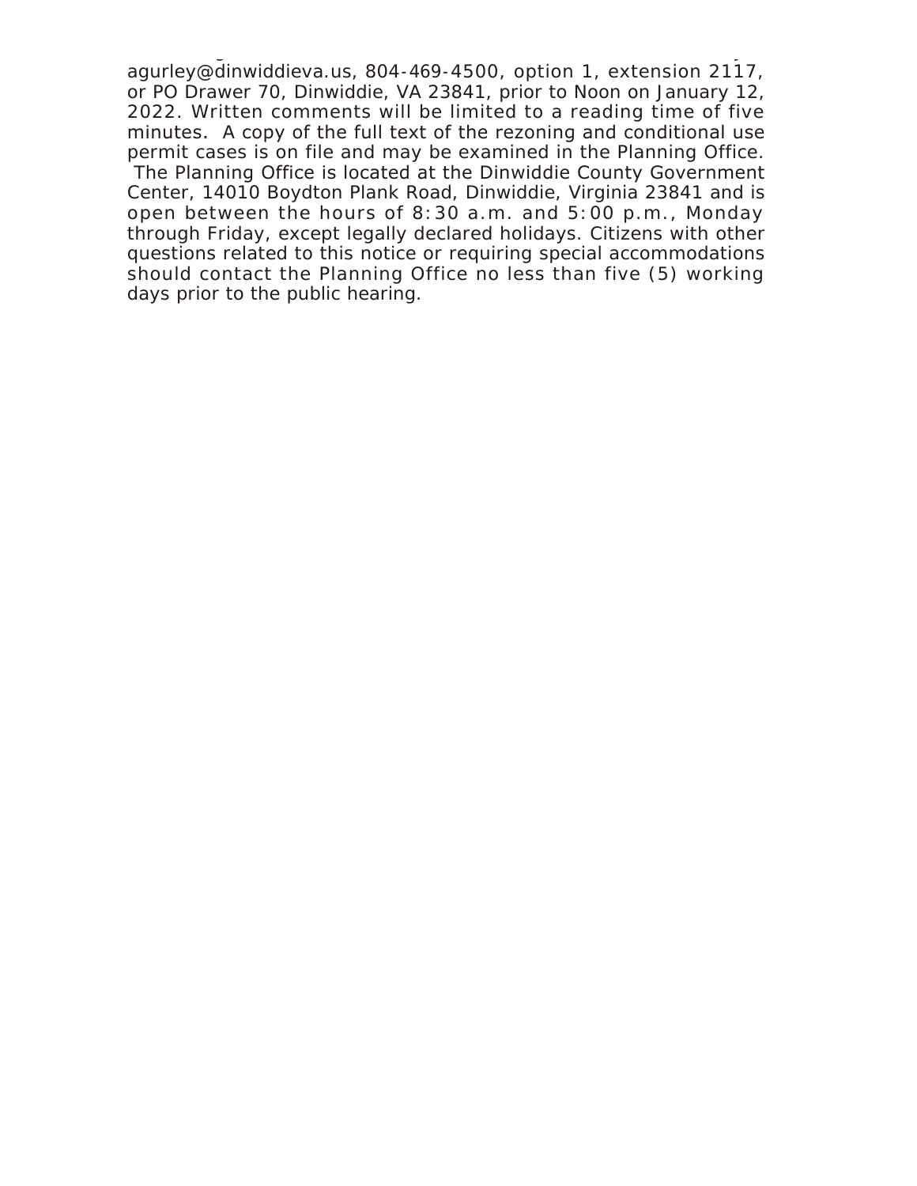agurley@dinwiddieva.us, 804-469-4500, option 1, extension 2117, or PO Drawer 70, Dinwiddie, VA 23841, prior to Noon on January 12, 2022. Written comments will be limited to a reading time of five minutes. A copy of the full text of the rezoning and conditional use permit cases is on file and may be examined in the Planning Office. The Planning Office is located at the Dinwiddie County Government Center, 14010 Boydton Plank Road, Dinwiddie, Virginia 23841 and is open between the hours of 8:30 a.m. and 5:00 p.m., Monday through Friday, except legally declared holidays. Citizens with other questions related to this notice or requiring special accommodations should contact the Planning Office no less than five (5) working days prior to the public hearing.